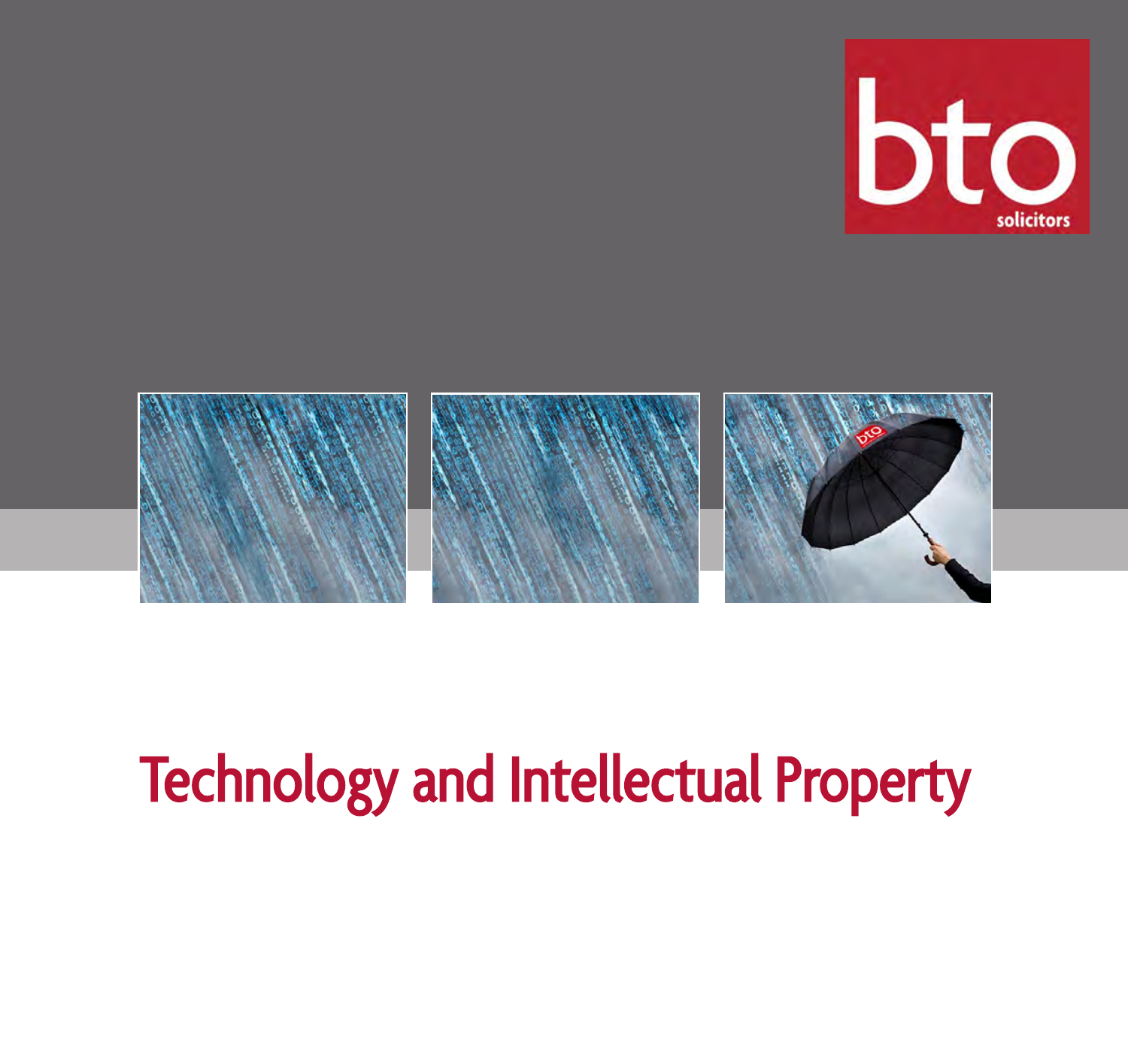bto solicitors

# Technology and Intellectual Property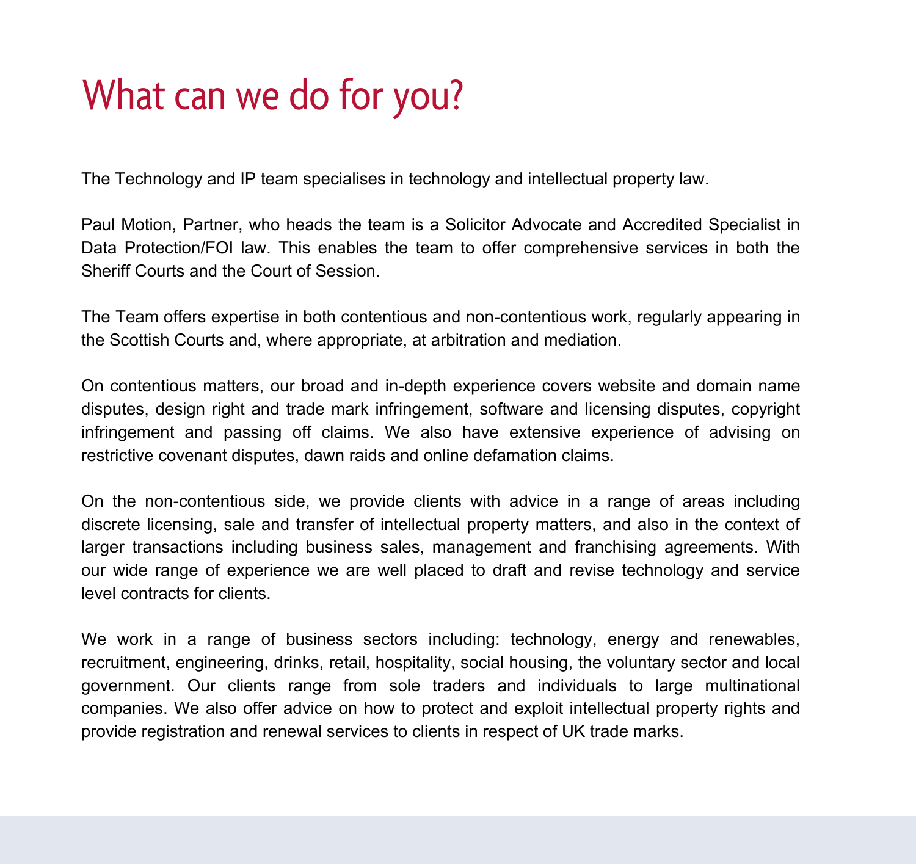# What can we do for you?

The Technology and IP team specialises in technology and intellectual property law.

Paul Motion, Partner, who heads the team is a Solicitor Advocate and Accredited Specialist in Data Protection/FOI law. This enables the team to offer comprehensive services in both the Sheriff Courts and the Court of Session.

The Team offers expertise in both contentious and non-contentious work, regularly appearing in the Scottish Courts and, where appropriate, at arbitration and mediation.

On contentious matters, our broad and in-depth experience covers website and domain name disputes, design right and trade mark infringement, software and licensing disputes, copyright infringement and passing off claims. We also have extensive experience of advising on restrictive covenant disputes, dawn raids and online defamation claims.

On the non-contentious side, we provide clients with advice in a range of areas including discrete licensing, sale and transfer of intellectual property matters, and also in the context of larger transactions including business sales, management and franchising agreements. With our wide range of experience we are well placed to draft and revise technology and service level contracts for clients.

We work in a range of business sectors including: technology, energy and renewables, recruitment, engineering, drinks, retail, hospitality, social housing, the voluntary sector and local government. Our clients range from sole traders and individuals to large multinational companies. We also offer advice on how to protect and exploit intellectual property rights and provide registration and renewal services to clients in respect of UK trade marks.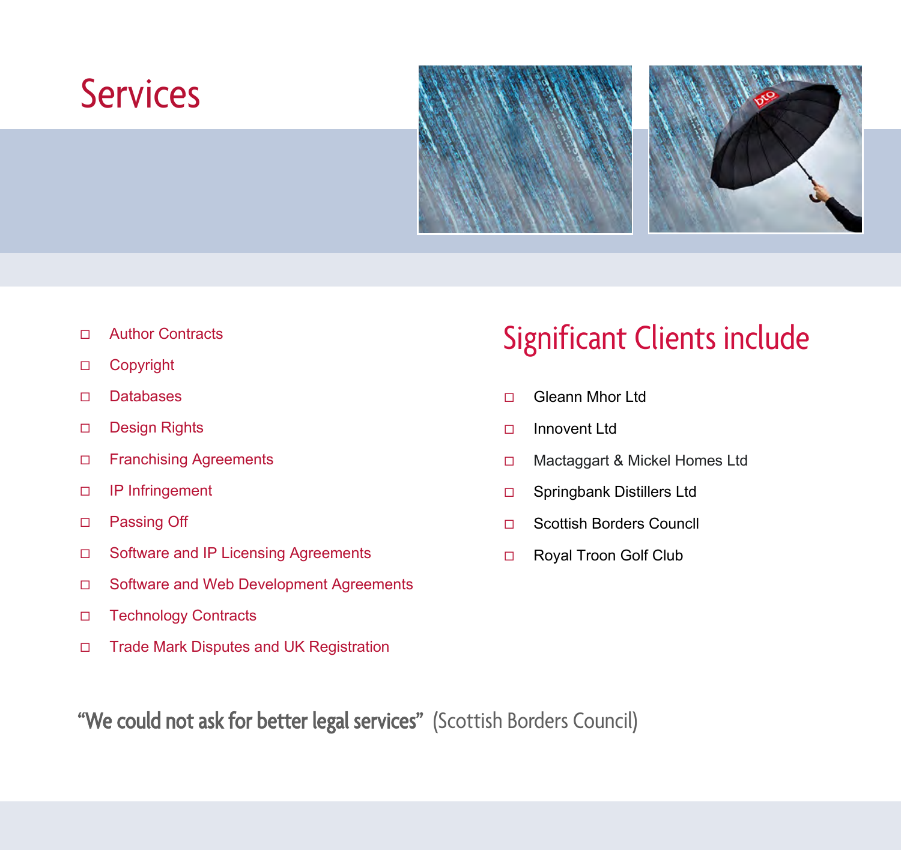# Services

- Author Contracts
- Copyright
- Databases
- Design Rights
- Franchising Agreements
- IP Infringement
- Passing Off
- Software and IP Licensing Agreements
- Software and Web Development Agreements
- Technology Contracts
- Trade Mark Disputes and UK Registration

## Significant Clients include

- Gleann Mhor Ltd
- Innovent Ltd
- Mactaggart & Mickel Homes Ltd
- Springbank Distillers Ltd
- Scottish Borders Councll
- Royal Troon Golf Club

**"We could not ask for better legal services"** (Scottish Borders Council)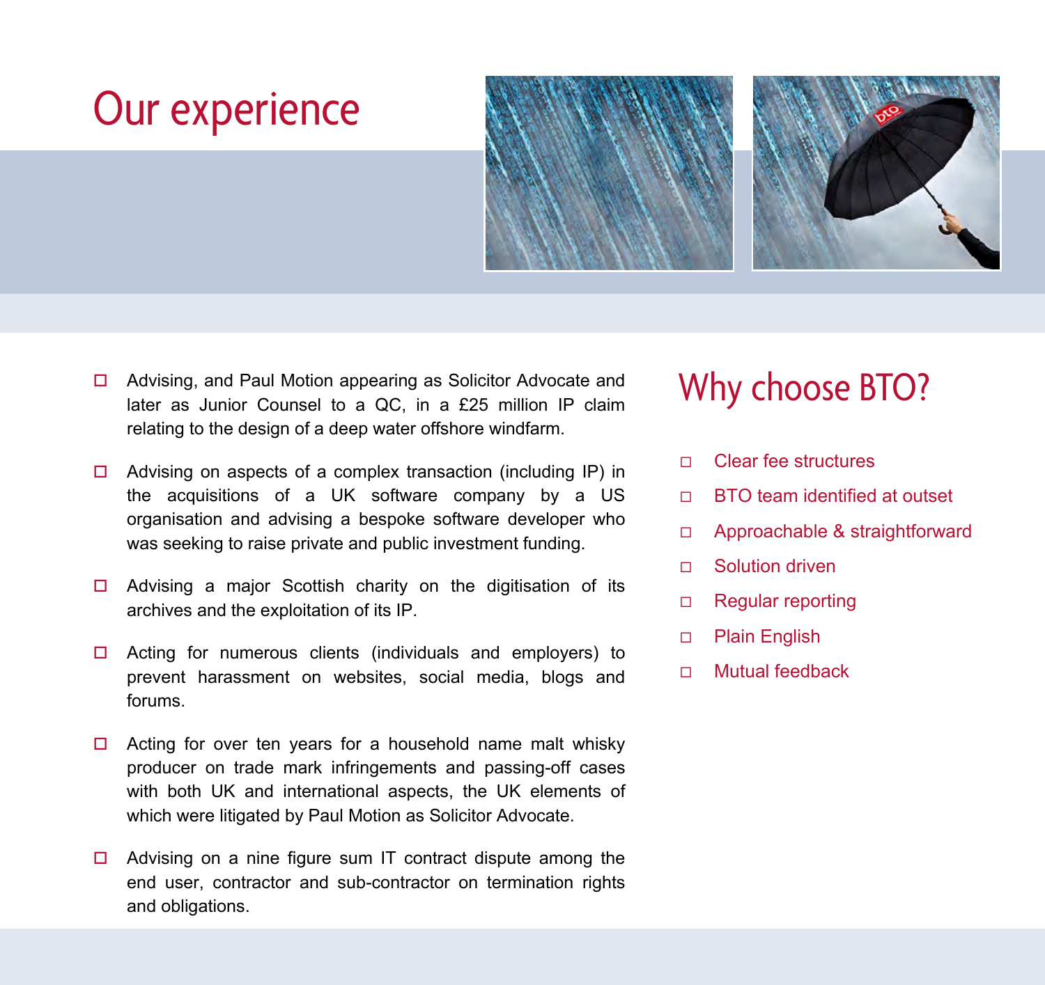# Our experience

- Advising, and Paul Motion appearing as Solicitor Advocate and later as Junior Counsel to a QC, in a £25 million IP claim relating to the design of a deep water offshore windfarm.
- Advising on aspects of a complex transaction (including IP) in the acquisitions of a UK software company by a US organisation and advising a bespoke software developer who was seeking to raise private and public investment funding.
- Advising a major Scottish charity on the digitisation of its archives and the exploitation of its IP.
- Acting for numerous clients (individuals and employers) to prevent harassment on websites, social media, blogs and forums.
- Acting for over ten years for a household name malt whisky producer on trade mark infringements and passing-off cases with both UK and international aspects, the UK elements of which were litigated by Paul Motion as Solicitor Advocate.
- Advising on a nine figure sum IT contract dispute among the end user, contractor and sub-contractor on termination rights and obligations.

## Why choose BTO?

- Clear fee structures
- BTO team identified at outset
- Approachable & straightforward
- Solution driven
- Regular reporting
- Plain English
- Mutual feedback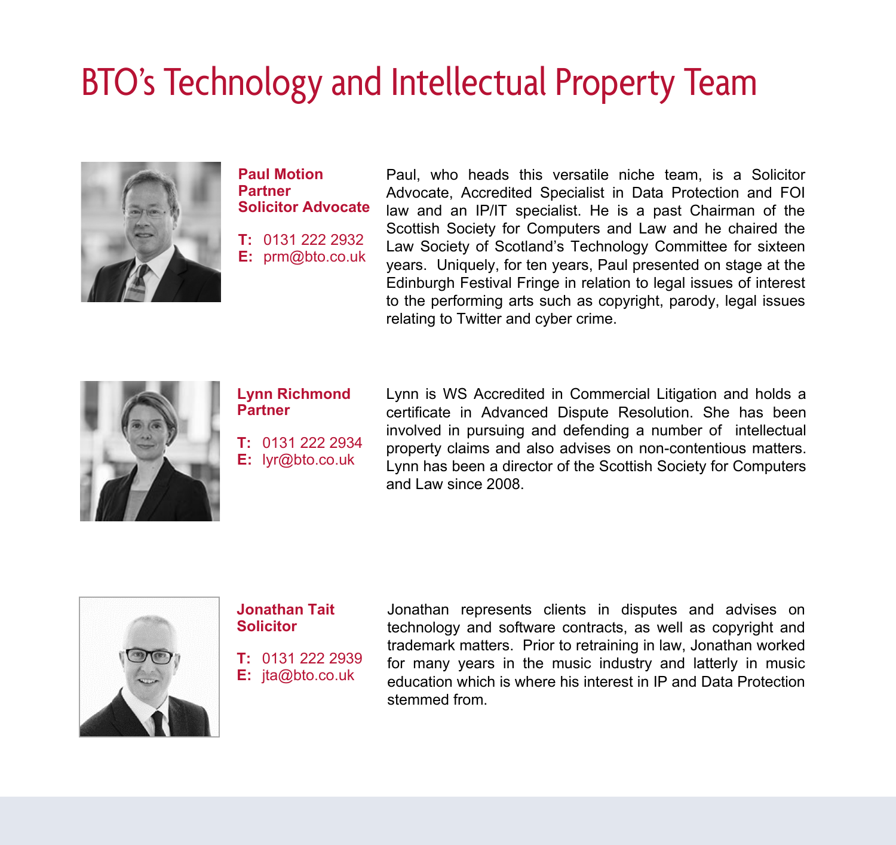# BTO's Technology and Intellectual Property Team

**Paul Motion**
**Partner**
**Solicitor Advocate**

**T:** 0131 222 2932
**E:** prm@bto.co.uk

Paul, who heads this versatile niche team, is a Solicitor Advocate, Accredited Specialist in Data Protection and FOI law and an IP/IT specialist. He is a past Chairman of the Scottish Society for Computers and Law and he chaired the Law Society of Scotland's Technology Committee for sixteen years. Uniquely, for ten years, Paul presented on stage at the Edinburgh Festival Fringe in relation to legal issues of interest to the performing arts such as copyright, parody, legal issues relating to Twitter and cyber crime.

**Lynn Richmond**
**Partner**

**T:** 0131 222 2934
**E:** lyr@bto.co.uk

Lynn is WS Accredited in Commercial Litigation and holds a certificate in Advanced Dispute Resolution. She has been involved in pursuing and defending a number of intellectual property claims and also advises on non-contentious matters. Lynn has been a director of the Scottish Society for Computers and Law since 2008.

**Jonathan Tait**
**Solicitor**

**T:** 0131 222 2939
**E:** jta@bto.co.uk

Jonathan represents clients in disputes and advises on technology and software contracts, as well as copyright and trademark matters. Prior to retraining in law, Jonathan worked for many years in the music industry and latterly in music education which is where his interest in IP and Data Protection stemmed from.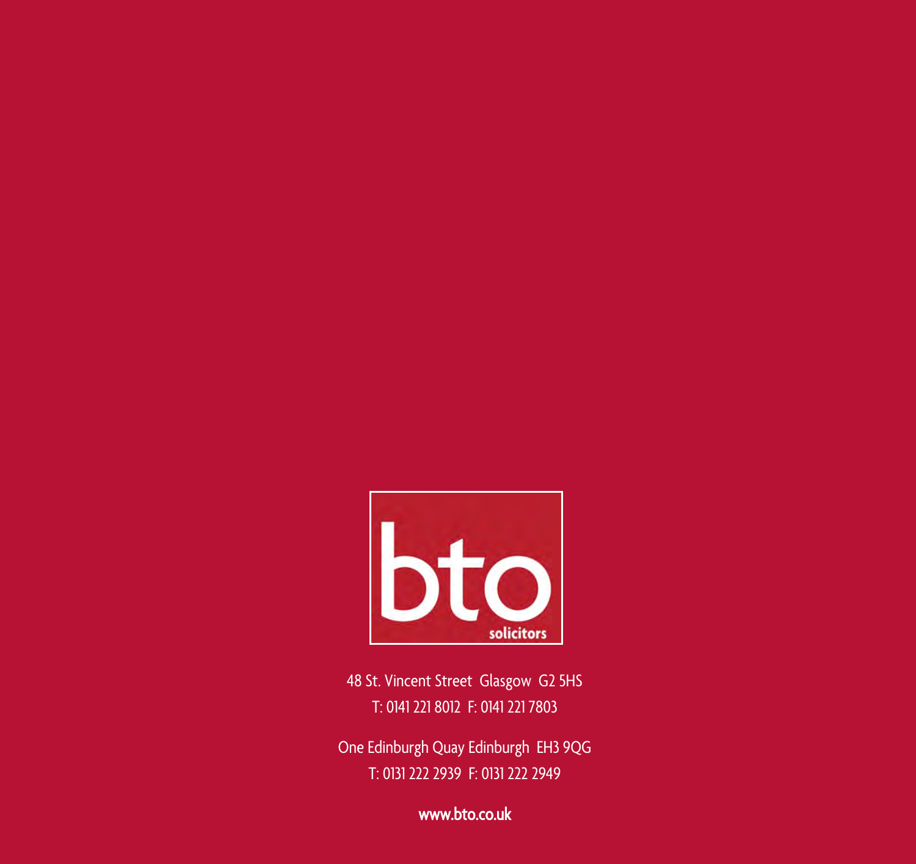bto

solicitors

48 St. Vincent Street Glasgow G2 5HS

T: 0141 221 8012 F: 0141 221 7803

One Edinburgh Quay Edinburgh EH3 9QG

T: 0131 222 2939 F: 0131 222 2949

**www.bto.co.uk**